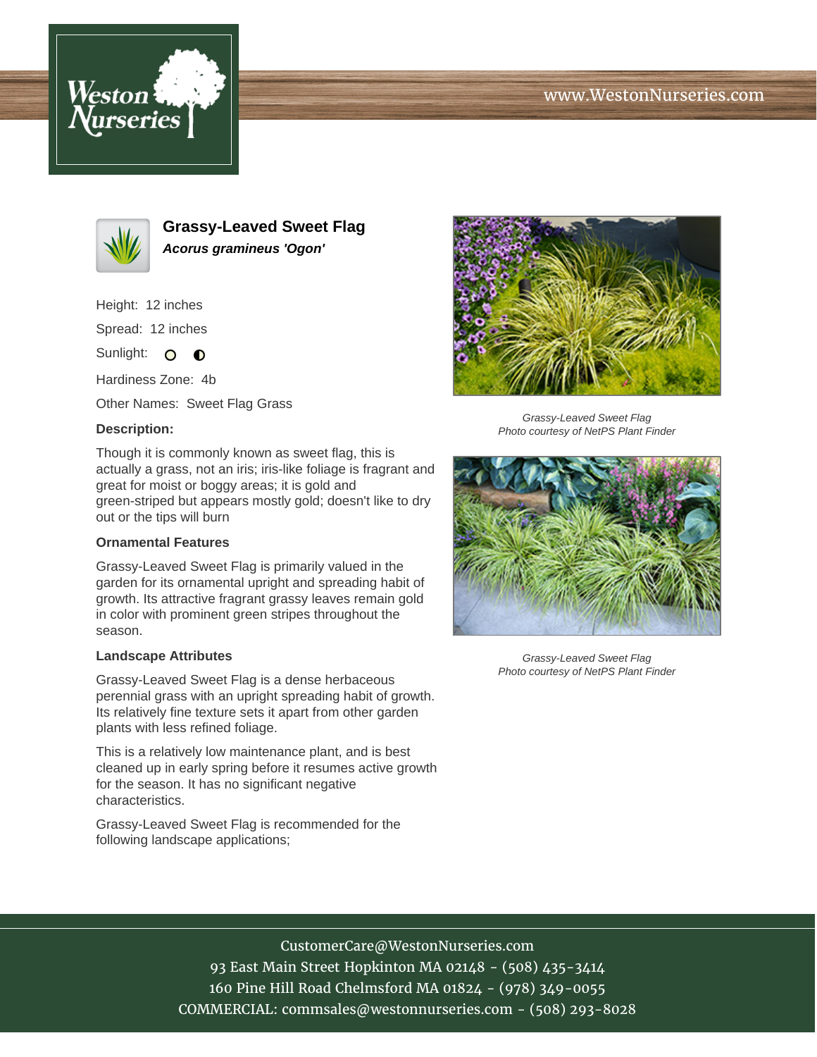# Grassy-Leaved Sweet Flag

***Acorus gramineus 'Ogon'***

Height: 12 inches

Spread: 12 inches

Sunlight: ○ ◐

Hardiness Zone: 4b

Other Names: Sweet Flag Grass

### Description:

Though it is commonly known as sweet flag, this is actually a grass, not an iris; iris-like foliage is fragrant and great for moist or boggy areas; it is gold and green-striped but appears mostly gold; doesn't like to dry out or the tips will burn

### Ornamental Features

Grassy-Leaved Sweet Flag is primarily valued in the garden for its ornamental upright and spreading habit of growth. Its attractive fragrant grassy leaves remain gold in color with prominent green stripes throughout the season.

### Landscape Attributes

Grassy-Leaved Sweet Flag is a dense herbaceous perennial grass with an upright spreading habit of growth. Its relatively fine texture sets it apart from other garden plants with less refined foliage.

This is a relatively low maintenance plant, and is best cleaned up in early spring before it resumes active growth for the season. It has no significant negative characteristics.

Grassy-Leaved Sweet Flag is recommended for the following landscape applications;

*Grassy-Leaved Sweet Flag*
*Photo courtesy of NetPS Plant Finder*

*Grassy-Leaved Sweet Flag*
*Photo courtesy of NetPS Plant Finder*

CustomerCare@WestonNurseries.com
93 East Main Street Hopkinton MA 02148 - (508) 435-3414
160 Pine Hill Road Chelmsford MA 01824 - (978) 349-0055
COMMERCIAL: commsales@westonnurseries.com - (508) 293-8028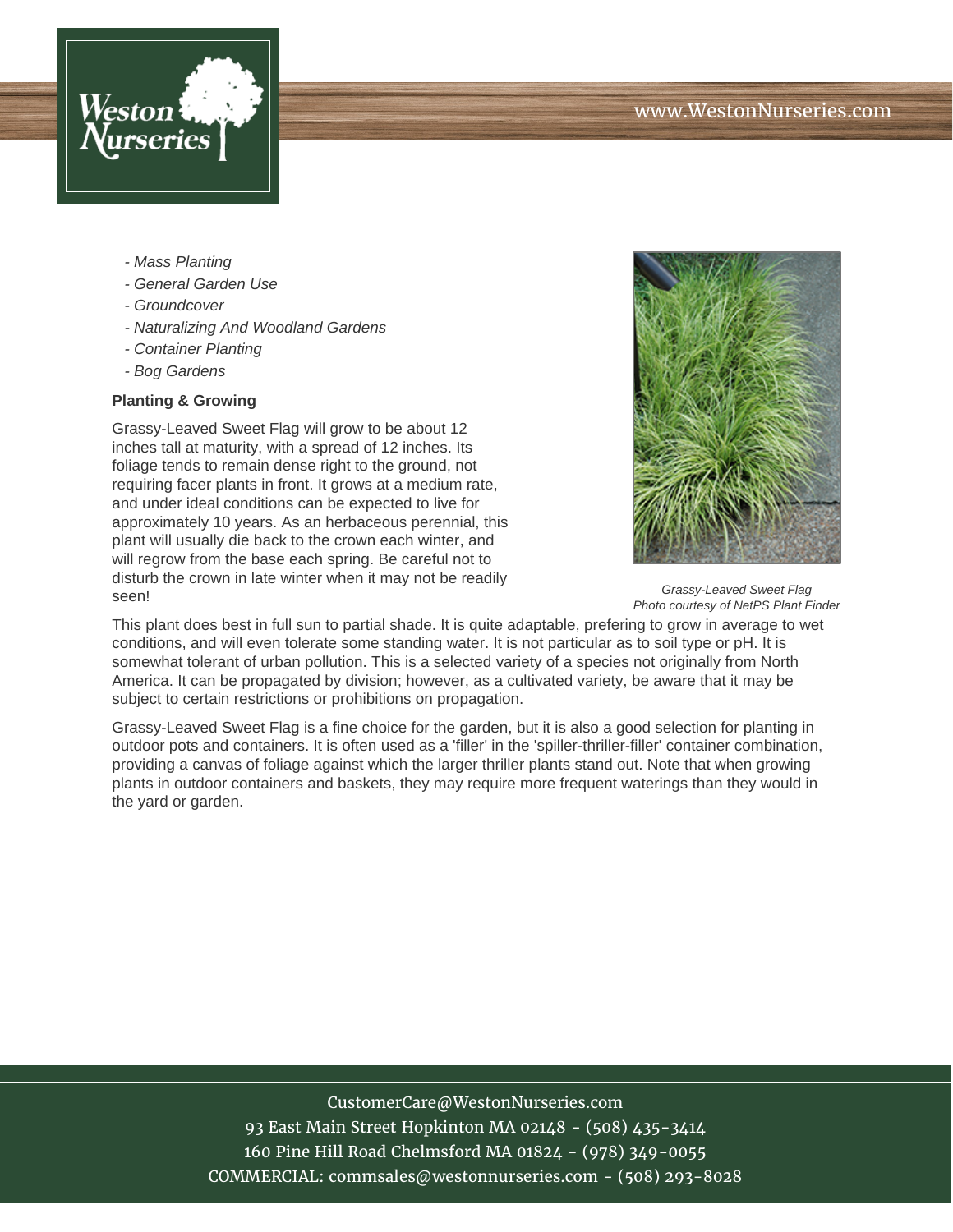- *Mass Planting*
- *General Garden Use*
- *Groundcover*
- *Naturalizing And Woodland Gardens*
- *Container Planting*
- *Bog Gardens*

**Planting & Growing**

Grassy-Leaved Sweet Flag will grow to be about 12 inches tall at maturity, with a spread of 12 inches. Its foliage tends to remain dense right to the ground, not requiring facer plants in front. It grows at a medium rate, and under ideal conditions can be expected to live for approximately 10 years. As an herbaceous perennial, this plant will usually die back to the crown each winter, and will regrow from the base each spring. Be careful not to disturb the crown in late winter when it may not be readily seen!

*Grassy-Leaved Sweet Flag*
*Photo courtesy of NetPS Plant Finder*

This plant does best in full sun to partial shade. It is quite adaptable, prefering to grow in average to wet conditions, and will even tolerate some standing water. It is not particular as to soil type or pH. It is somewhat tolerant of urban pollution. This is a selected variety of a species not originally from North America. It can be propagated by division; however, as a cultivated variety, be aware that it may be subject to certain restrictions or prohibitions on propagation.

Grassy-Leaved Sweet Flag is a fine choice for the garden, but it is also a good selection for planting in outdoor pots and containers. It is often used as a 'filler' in the 'spiller-thriller-filler' container combination, providing a canvas of foliage against which the larger thriller plants stand out. Note that when growing plants in outdoor containers and baskets, they may require more frequent waterings than they would in the yard or garden.